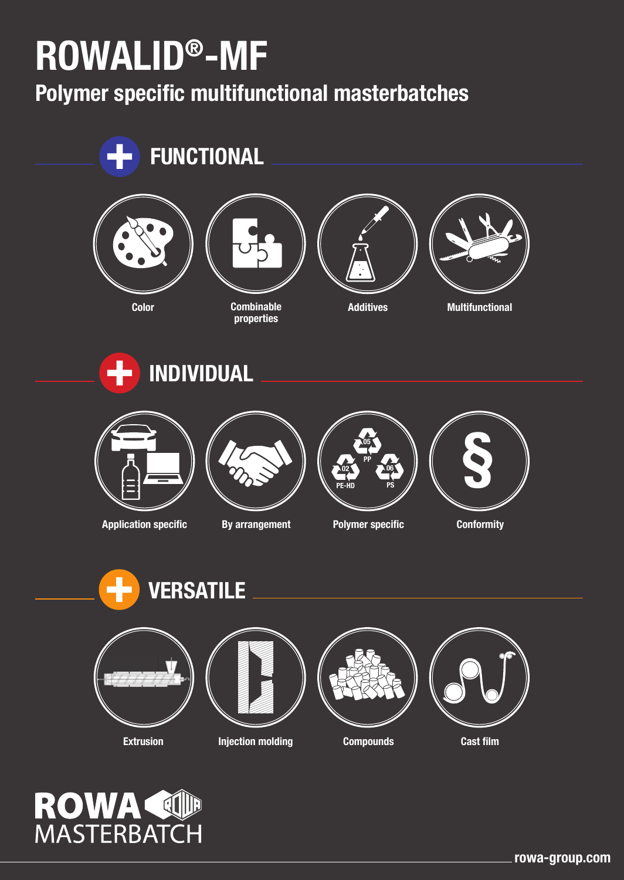# ROWALID®-MF

## Polymer specific multifunctional masterbatches

## FUNCTIONAL

- Color
- Combinable properties
- Additives
- Multifunctional

## INDIVIDUAL

- Application specific
- By arrangement
- Polymer specific
- Conformity

## VERSATILE

- Extrusion
- Injection molding
- Compounds
- Cast film

ROWA MASTERBATCH

rowa-group.com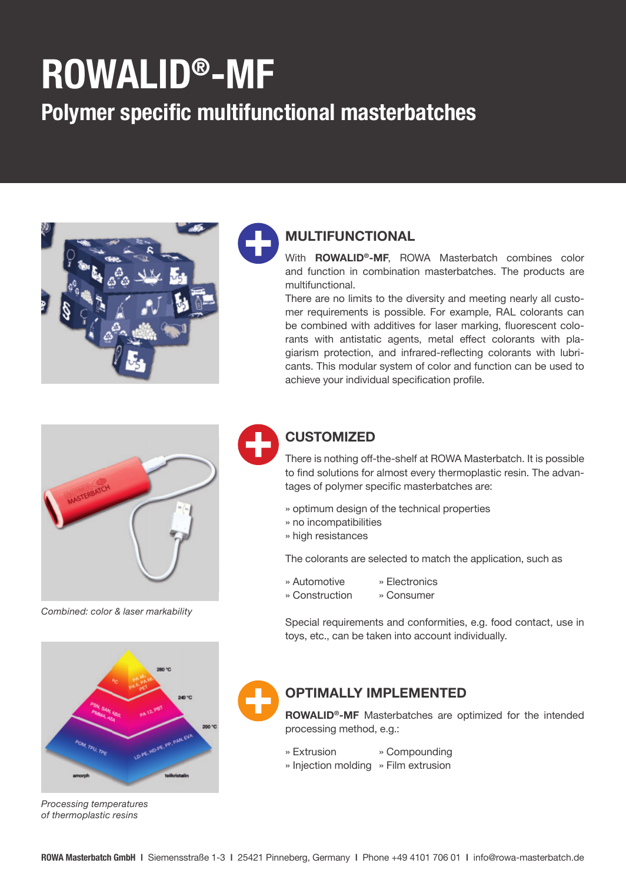# ROWALID®-MF

## Polymer specific multifunctional masterbatches

### MULTIFUNCTIONAL

With **ROWALID®-MF**, ROWA Masterbatch combines color and function in combination masterbatches. The products are multifunctional.
There are no limits to the diversity and meeting nearly all customer requirements is possible. For example, RAL colorants can be combined with additives for laser marking, fluorescent colorants with antistatic agents, metal effect colorants with plagiarism protection, and infrared-reflecting colorants with lubricants. This modular system of color and function can be used to achieve your individual specification profile.

*Combined: color & laser markability*

### CUSTOMIZED

There is nothing off-the-shelf at ROWA Masterbatch. It is possible to find solutions for almost every thermoplastic resin. The advantages of polymer specific masterbatches are:

» optimum design of the technical properties
» no incompatibilities
» high resistances

The colorants are selected to match the application, such as

» Automotive
» Electronics
» Construction
» Consumer

Special requirements and conformities, e.g. food contact, use in toys, etc., can be taken into account individually.

280 °C
240 °C
200 °C
PC
PA 46, PA 6, PA 66, PET
PSN, SAN, ABS, PMMA, ASA
PA 12, PBT
POM, TPU, TPE
LD-PE, HD-PE, PP, PAN, EVA
amorph
teilkristallin

*Processing temperatures of thermoplastic resins*

### OPTIMALLY IMPLEMENTED

**ROWALID®-MF** Masterbatches are optimized for the intended processing method, e.g.:

» Extrusion
» Compounding
» Injection molding
» Film extrusion

**ROWA Masterbatch GmbH** | Siemensstraße 1-3 | 25421 Pinneberg, Germany | Phone +49 4101 706 01 | info@rowa-masterbatch.de